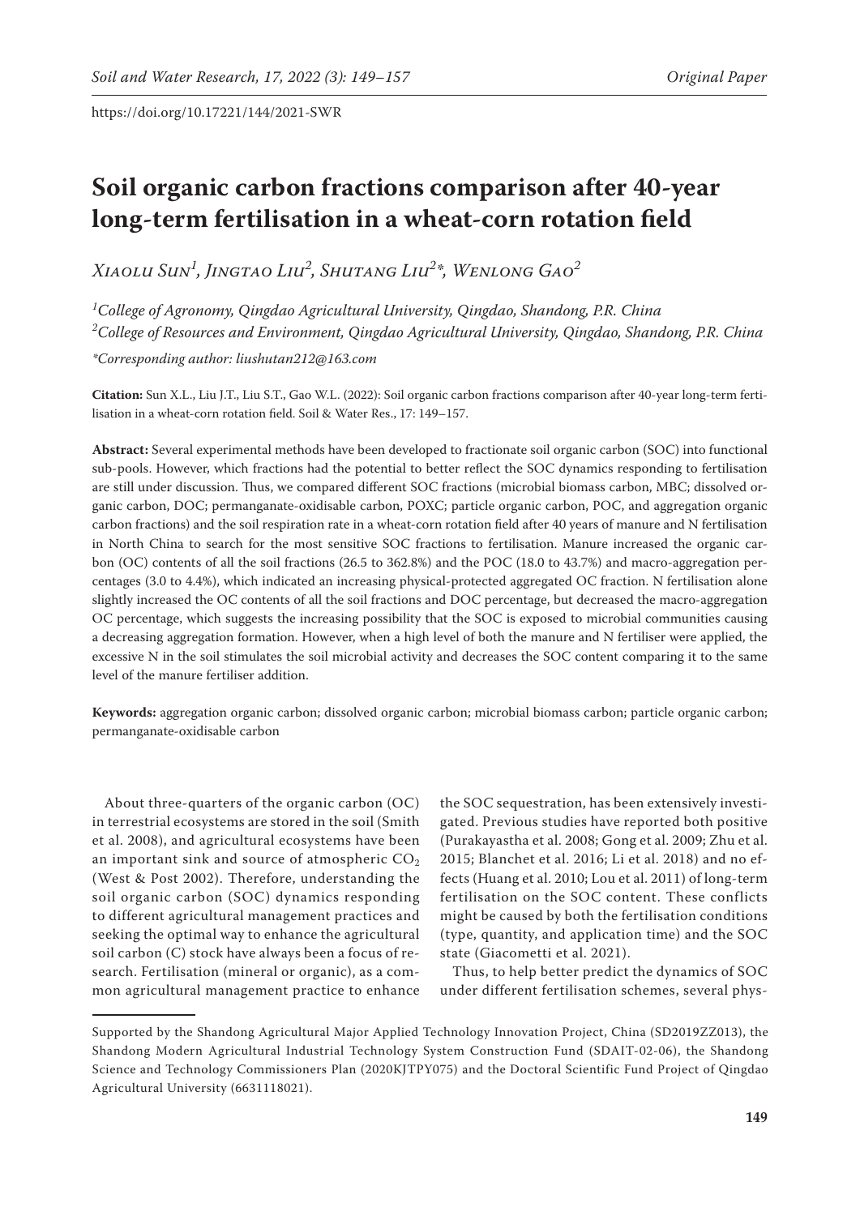https://doi.org/10.17221/144/2021-SWR

# Soil organic carbon fractions comparison after 40-year long-term fertilisation in a wheat-corn rotation field

*Xiaolu Sun[1], Jingtao Liu[2], Shutang Liu[2]*, Wenlong Gao[2]*

[1]*College of Agronomy, Qingdao Agricultural University, Qingdao, Shandong, P.R. China*
[2]*College of Resources and Environment, Qingdao Agricultural University, Qingdao, Shandong, P.R. China*

**Corresponding author: liushutan212@163.com*

**Citation:** Sun X.L., Liu J.T., Liu S.T., Gao W.L. (2022): Soil organic carbon fractions comparison after 40-year long-term fertilisation in a wheat-corn rotation field. Soil & Water Res., 17: 149–157.

**Abstract:** Several experimental methods have been developed to fractionate soil organic carbon (SOC) into functional sub-pools. However, which fractions had the potential to better reflect the SOC dynamics responding to fertilisation are still under discussion. Thus, we compared different SOC fractions (microbial biomass carbon, MBC; dissolved organic carbon, DOC; permanganate-oxidisable carbon, POXC; particle organic carbon, POC, and aggregation organic carbon fractions) and the soil respiration rate in a wheat-corn rotation field after 40 years of manure and N fertilisation in North China to search for the most sensitive SOC fractions to fertilisation. Manure increased the organic carbon (OC) contents of all the soil fractions (26.5 to 362.8%) and the POC (18.0 to 43.7%) and macro-aggregation percentages (3.0 to 4.4%), which indicated an increasing physical-protected aggregated OC fraction. N fertilisation alone slightly increased the OC contents of all the soil fractions and DOC percentage, but decreased the macro-aggregation OC percentage, which suggests the increasing possibility that the SOC is exposed to microbial communities causing a decreasing aggregation formation. However, when a high level of both the manure and N fertiliser were applied, the excessive N in the soil stimulates the soil microbial activity and decreases the SOC content comparing it to the same level of the manure fertiliser addition.

**Keywords:** aggregation organic carbon; dissolved organic carbon; microbial biomass carbon; particle organic carbon; permanganate-oxidisable carbon

About three-quarters of the organic carbon (OC) in terrestrial ecosystems are stored in the soil (Smith et al. 2008), and agricultural ecosystems have been an important sink and source of atmospheric $CO_2$ (West & Post 2002). Therefore, understanding the soil organic carbon (SOC) dynamics responding to different agricultural management practices and seeking the optimal way to enhance the agricultural soil carbon (C) stock have always been a focus of research. Fertilisation (mineral or organic), as a common agricultural management practice to enhance the SOC sequestration, has been extensively investigated. Previous studies have reported both positive (Purakayastha et al. 2008; Gong et al. 2009; Zhu et al. 2015; Blanchet et al. 2016; Li et al. 2018) and no effects (Huang et al. 2010; Lou et al. 2011) of long-term fertilisation on the SOC content. These conflicts might be caused by both the fertilisation conditions (type, quantity, and application time) and the SOC state (Giacometti et al. 2021).

Thus, to help better predict the dynamics of SOC under different fertilisation schemes, several phys-

Supported by the Shandong Agricultural Major Applied Technology Innovation Project, China (SD2019ZZ013), the Shandong Modern Agricultural Industrial Technology System Construction Fund (SDAIT-02-06), the Shandong Science and Technology Commissioners Plan (2020KJTPY075) and the Doctoral Scientific Fund Project of Qingdao Agricultural University (6631118021).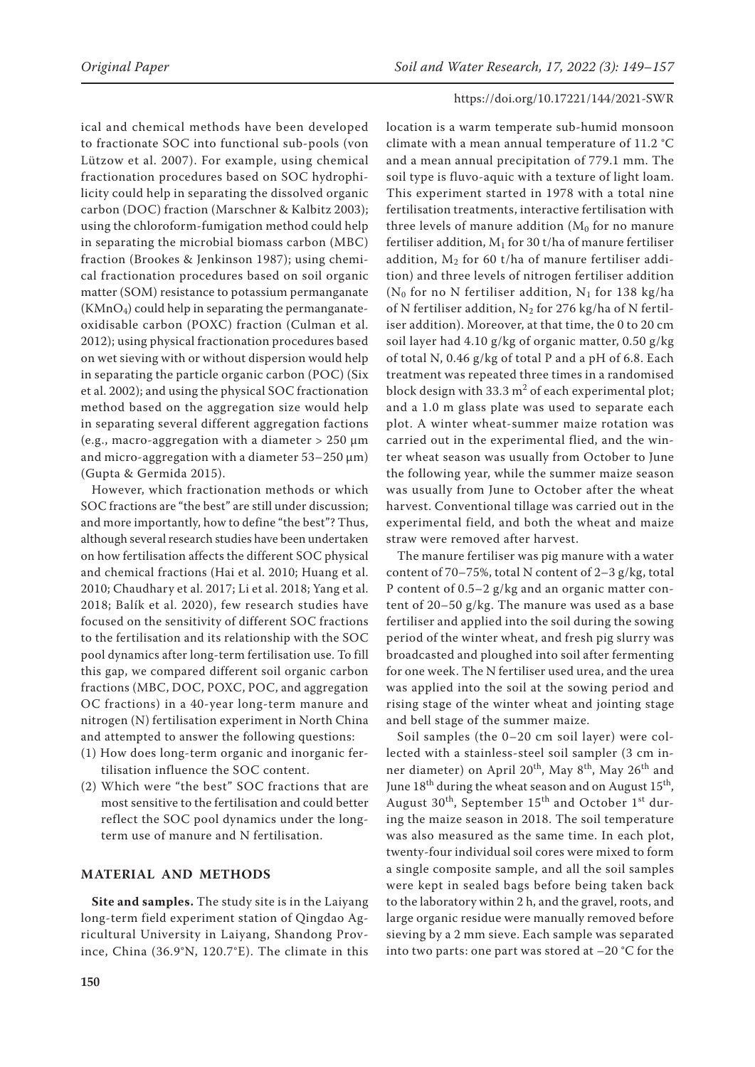ical and chemical methods have been developed to fractionate SOC into functional sub-pools (von Lützow et al. 2007). For example, using chemical fractionation procedures based on SOC hydrophilicity could help in separating the dissolved organic carbon (DOC) fraction (Marschner & Kalbitz 2003); using the chloroform-fumigation method could help in separating the microbial biomass carbon (MBC) fraction (Brookes & Jenkinson 1987); using chemical fractionation procedures based on soil organic matter (SOM) resistance to potassium permanganate ($KMnO_4$) could help in separating the permanganate-oxidisable carbon (POXC) fraction (Culman et al. 2012); using physical fractionation procedures based on wet sieving with or without dispersion would help in separating the particle organic carbon (POC) (Six et al. 2002); and using the physical SOC fractionation method based on the aggregation size would help in separating several different aggregation factions (e.g., macro-aggregation with a diameter > 250 μm and micro-aggregation with a diameter 53–250 μm) (Gupta & Germida 2015).

However, which fractionation methods or which SOC fractions are "the best" are still under discussion; and more importantly, how to define "the best"? Thus, although several research studies have been undertaken on how fertilisation affects the different SOC physical and chemical fractions (Hai et al. 2010; Huang et al. 2010; Chaudhary et al. 2017; Li et al. 2018; Yang et al. 2018; Balík et al. 2020), few research studies have focused on the sensitivity of different SOC fractions to the fertilisation and its relationship with the SOC pool dynamics after long-term fertilisation use. To fill this gap, we compared different soil organic carbon fractions (MBC, DOC, POXC, POC, and aggregation OC fractions) in a 40-year long-term manure and nitrogen (N) fertilisation experiment in North China and attempted to answer the following questions:

(1) How does long-term organic and inorganic fertilisation influence the SOC content.
(2) Which were "the best" SOC fractions that are most sensitive to the fertilisation and could better reflect the SOC pool dynamics under the long-term use of manure and N fertilisation.

## MATERIAL AND METHODS

**Site and samples.** The study site is in the Laiyang long-term field experiment station of Qingdao Agricultural University in Laiyang, Shandong Province, China (36.9°N, 120.7°E). The climate in this location is a warm temperate sub-humid monsoon climate with a mean annual temperature of 11.2 °C and a mean annual precipitation of 779.1 mm. The soil type is fluvo-aquic with a texture of light loam. This experiment started in 1978 with a total nine fertilisation treatments, interactive fertilisation with three levels of manure addition ($M_0$ for no manure fertiliser addition, $M_1$ for 30 t/ha of manure fertiliser addition, $M_2$ for 60 t/ha of manure fertiliser addition) and three levels of nitrogen fertiliser addition ($N_0$ for no N fertiliser addition, $N_1$ for 138 kg/ha of N fertiliser addition, $N_2$ for 276 kg/ha of N fertiliser addition). Moreover, at that time, the 0 to 20 cm soil layer had 4.10 g/kg of organic matter, 0.50 g/kg of total N, 0.46 g/kg of total P and a pH of 6.8. Each treatment was repeated three times in a randomised block design with 33.3 m$^2$ of each experimental plot; and a 1.0 m glass plate was used to separate each plot. A winter wheat-summer maize rotation was carried out in the experimental flied, and the winter wheat season was usually from October to June the following year, while the summer maize season was usually from June to October after the wheat harvest. Conventional tillage was carried out in the experimental field, and both the wheat and maize straw were removed after harvest.

The manure fertiliser was pig manure with a water content of 70–75%, total N content of 2–3 g/kg, total P content of 0.5–2 g/kg and an organic matter content of 20–50 g/kg. The manure was used as a base fertiliser and applied into the soil during the sowing period of the winter wheat, and fresh pig slurry was broadcasted and ploughed into soil after fermenting for one week. The N fertiliser used urea, and the urea was applied into the soil at the sowing period and rising stage of the winter wheat and jointing stage and bell stage of the summer maize.

Soil samples (the 0–20 cm soil layer) were collected with a stainless-steel soil sampler (3 cm inner diameter) on April 20th, May 8th, May 26th and June 18th during the wheat season and on August 15th, August 30th, September 15th and October 1st during the maize season in 2018. The soil temperature was also measured as the same time. In each plot, twenty-four individual soil cores were mixed to form a single composite sample, and all the soil samples were kept in sealed bags before being taken back to the laboratory within 2 h, and the gravel, roots, and large organic residue were manually removed before sieving by a 2 mm sieve. Each sample was separated into two parts: one part was stored at –20 °C for the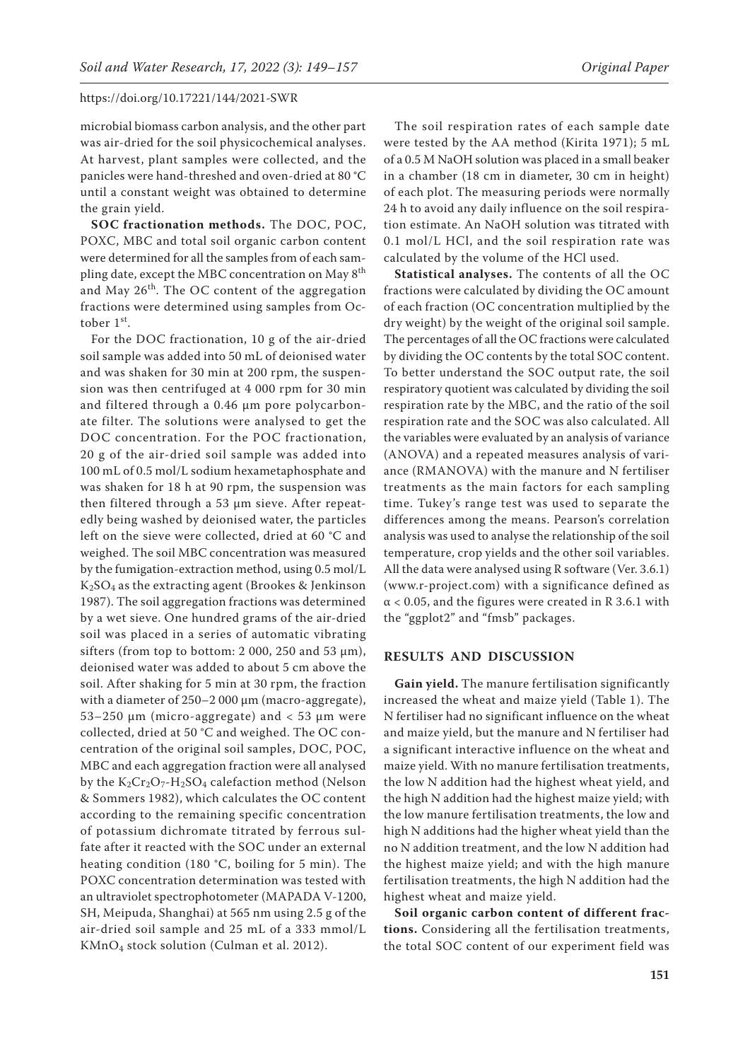microbial biomass carbon analysis, and the other part was air-dried for the soil physicochemical analyses. At harvest, plant samples were collected, and the panicles were hand-threshed and oven-dried at 80 °C until a constant weight was obtained to determine the grain yield.

**SOC fractionation methods.** The DOC, POC, POXC, MBC and total soil organic carbon content were determined for all the samples from of each sampling date, except the MBC concentration on May 8th and May 26th. The OC content of the aggregation fractions were determined using samples from October 1st.

For the DOC fractionation, 10 g of the air-dried soil sample was added into 50 mL of deionised water and was shaken for 30 min at 200 rpm, the suspension was then centrifuged at 4 000 rpm for 30 min and filtered through a 0.46 μm pore polycarbonate filter. The solutions were analysed to get the DOC concentration. For the POC fractionation, 20 g of the air-dried soil sample was added into 100 mL of 0.5 mol/L sodium hexametaphosphate and was shaken for 18 h at 90 rpm, the suspension was then filtered through a 53 μm sieve. After repeatedly being washed by deionised water, the particles left on the sieve were collected, dried at 60 °C and weighed. The soil MBC concentration was measured by the fumigation-extraction method, using 0.5 mol/L $K_2SO_4$ as the extracting agent (Brookes & Jenkinson 1987). The soil aggregation fractions was determined by a wet sieve. One hundred grams of the air-dried soil was placed in a series of automatic vibrating sifters (from top to bottom: 2 000, 250 and 53 μm), deionised water was added to about 5 cm above the soil. After shaking for 5 min at 30 rpm, the fraction with a diameter of 250–2 000 μm (macro-aggregate), 53–250 μm (micro-aggregate) and < 53 μm were collected, dried at 50 °C and weighed. The OC concentration of the original soil samples, DOC, POC, MBC and each aggregation fraction were all analysed by the $K_2Cr_2O_7$-$H_2SO_4$ calefaction method (Nelson & Sommers 1982), which calculates the OC content according to the remaining specific concentration of potassium dichromate titrated by ferrous sulfate after it reacted with the SOC under an external heating condition (180 °C, boiling for 5 min). The POXC concentration determination was tested with an ultraviolet spectrophotometer (MAPADA V-1200, SH, Meipuda, Shanghai) at 565 nm using 2.5 g of the air-dried soil sample and 25 mL of a 333 mmol/L $KMnO_4$ stock solution (Culman et al. 2012).

The soil respiration rates of each sample date were tested by the AA method (Kirita 1971); 5 mL of a 0.5 M NaOH solution was placed in a small beaker in a chamber (18 cm in diameter, 30 cm in height) of each plot. The measuring periods were normally 24 h to avoid any daily influence on the soil respiration estimate. An NaOH solution was titrated with 0.1 mol/L HCl, and the soil respiration rate was calculated by the volume of the HCl used.

**Statistical analyses.** The contents of all the OC fractions were calculated by dividing the OC amount of each fraction (OC concentration multiplied by the dry weight) by the weight of the original soil sample. The percentages of all the OC fractions were calculated by dividing the OC contents by the total SOC content. To better understand the SOC output rate, the soil respiratory quotient was calculated by dividing the soil respiration rate by the MBC, and the ratio of the soil respiration rate and the SOC was also calculated. All the variables were evaluated by an analysis of variance (ANOVA) and a repeated measures analysis of variance (RMANOVA) with the manure and N fertiliser treatments as the main factors for each sampling time. Tukey's range test was used to separate the differences among the means. Pearson's correlation analysis was used to analyse the relationship of the soil temperature, crop yields and the other soil variables. All the data were analysed using R software (Ver. 3.6.1) (www.r-project.com) with a significance defined as $\alpha < 0.05$, and the figures were created in R 3.6.1 with the "ggplot2" and "fmsb" packages.

## RESULTS AND DISCUSSION

**Gain yield.** The manure fertilisation significantly increased the wheat and maize yield (Table 1). The N fertiliser had no significant influence on the wheat and maize yield, but the manure and N fertiliser had a significant interactive influence on the wheat and maize yield. With no manure fertilisation treatments, the low N addition had the highest wheat yield, and the high N addition had the highest maize yield; with the low manure fertilisation treatments, the low and high N additions had the higher wheat yield than the no N addition treatment, and the low N addition had the highest maize yield; and with the high manure fertilisation treatments, the high N addition had the highest wheat and maize yield.

**Soil organic carbon content of different fractions.** Considering all the fertilisation treatments, the total SOC content of our experiment field was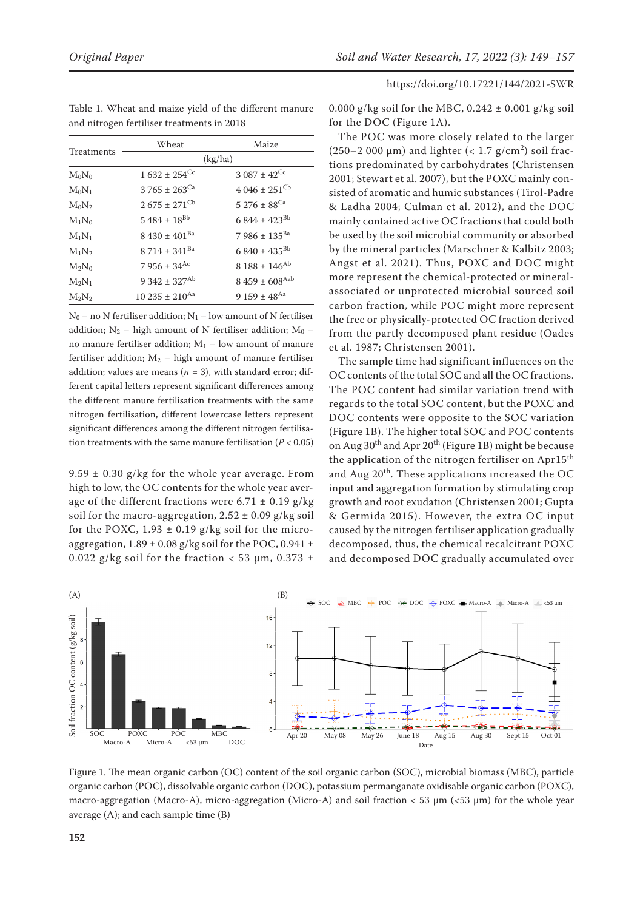Table 1. Wheat and maize yield of the different manure and nitrogen fertiliser treatments in 2018

| Treatments | Wheat | Maize |
|---|---|---|
| | (kg/ha) | |
| $M_0N_0$ | 1 632 ± 254$^{Cc}$ | 3 087 ± 42$^{Cc}$ |
| $M_0N_1$ | 3 765 ± 263$^{Ca}$ | 4 046 ± 251$^{Cb}$ |
| $M_0N_2$ | 2 675 ± 271$^{Cb}$ | 5 276 ± 88$^{Ca}$ |
| $M_1N_0$ | 5 484 ± 18$^{Bb}$ | 6 844 ± 423$^{Bb}$ |
| $M_1N_1$ | 8 430 ± 401$^{Ba}$ | 7 986 ± 135$^{Ba}$ |
| $M_1N_2$ | 8 714 ± 341$^{Ba}$ | 6 840 ± 435$^{Bb}$ |
| $M_2N_0$ | 7 956 ± 34$^{Ac}$ | 8 188 ± 146$^{Ab}$ |
| $M_2N_1$ | 9 342 ± 327$^{Ab}$ | 8 459 ± 608$^{Aab}$ |
| $M_2N_2$ | 10 235 ± 210$^{Aa}$ | 9 159 ± 48$^{Aa}$ |

$N_0$ – no N fertiliser addition; $N_1$ – low amount of N fertiliser addition; $N_2$ – high amount of N fertiliser addition; $M_0$ – no manure fertiliser addition; $M_1$ – low amount of manure fertiliser addition; $M_2$ – high amount of manure fertiliser addition; values are means ($n$ = 3), with standard error; different capital letters represent significant differences among the different manure fertilisation treatments with the same nitrogen fertilisation, different lowercase letters represent significant differences among the different nitrogen fertilisation treatments with the same manure fertilisation ($P < 0.05$)

9.59 ± 0.30 g/kg for the whole year average. From high to low, the OC contents for the whole year average of the different fractions were 6.71 ± 0.19 g/kg soil for the macro-aggregation, 2.52 ± 0.09 g/kg soil for the POXC, 1.93 ± 0.19 g/kg soil for the micro-aggregation, 1.89 ± 0.08 g/kg soil for the POC, 0.941 ± 0.022 g/kg soil for the fraction < 53 μm, 0.373 ± 0.000 g/kg soil for the MBC, 0.242 ± 0.001 g/kg soil for the DOC (Figure 1A).

The POC was more closely related to the larger (250–2 000 μm) and lighter (< 1.7 g/cm$^2$) soil fractions predominated by carbohydrates (Christensen 2001; Stewart et al. 2007), but the POXC mainly consisted of aromatic and humic substances (Tirol-Padre & Ladha 2004; Culman et al. 2012), and the DOC mainly contained active OC fractions that could both be used by the soil microbial community or absorbed by the mineral particles (Marschner & Kalbitz 2003; Angst et al. 2021). Thus, POXC and DOC might more represent the chemical-protected or mineral-associated or unprotected microbial sourced soil carbon fraction, while POC might more represent the free or physically-protected OC fraction derived from the partly decomposed plant residue (Oades et al. 1987; Christensen 2001).

The sample time had significant influences on the OC contents of the total SOC and all the OC fractions. The POC content had similar variation trend with regards to the total SOC content, but the POXC and DOC contents were opposite to the SOC variation (Figure 1B). The higher total SOC and POC contents on Aug 30th and Apr 20th (Figure 1B) might be because the application of the nitrogen fertiliser on Apr15th and Aug 20th. These applications increased the OC input and aggregation formation by stimulating crop growth and root exudation (Christensen 2001; Gupta & Germida 2015). However, the extra OC input caused by the nitrogen fertiliser application gradually decomposed, thus, the chemical recalcitrant POXC and decomposed DOC gradually accumulated over

Figure 1. The mean organic carbon (OC) content of the soil organic carbon (SOC), microbial biomass (MBC), particle organic carbon (POC), dissolvable organic carbon (DOC), potassium permanganate oxidisable organic carbon (POXC), macro-aggregation (Macro-A), micro-aggregation (Micro-A) and soil fraction < 53 μm (<53 μm) for the whole year average (A); and each sample time (B)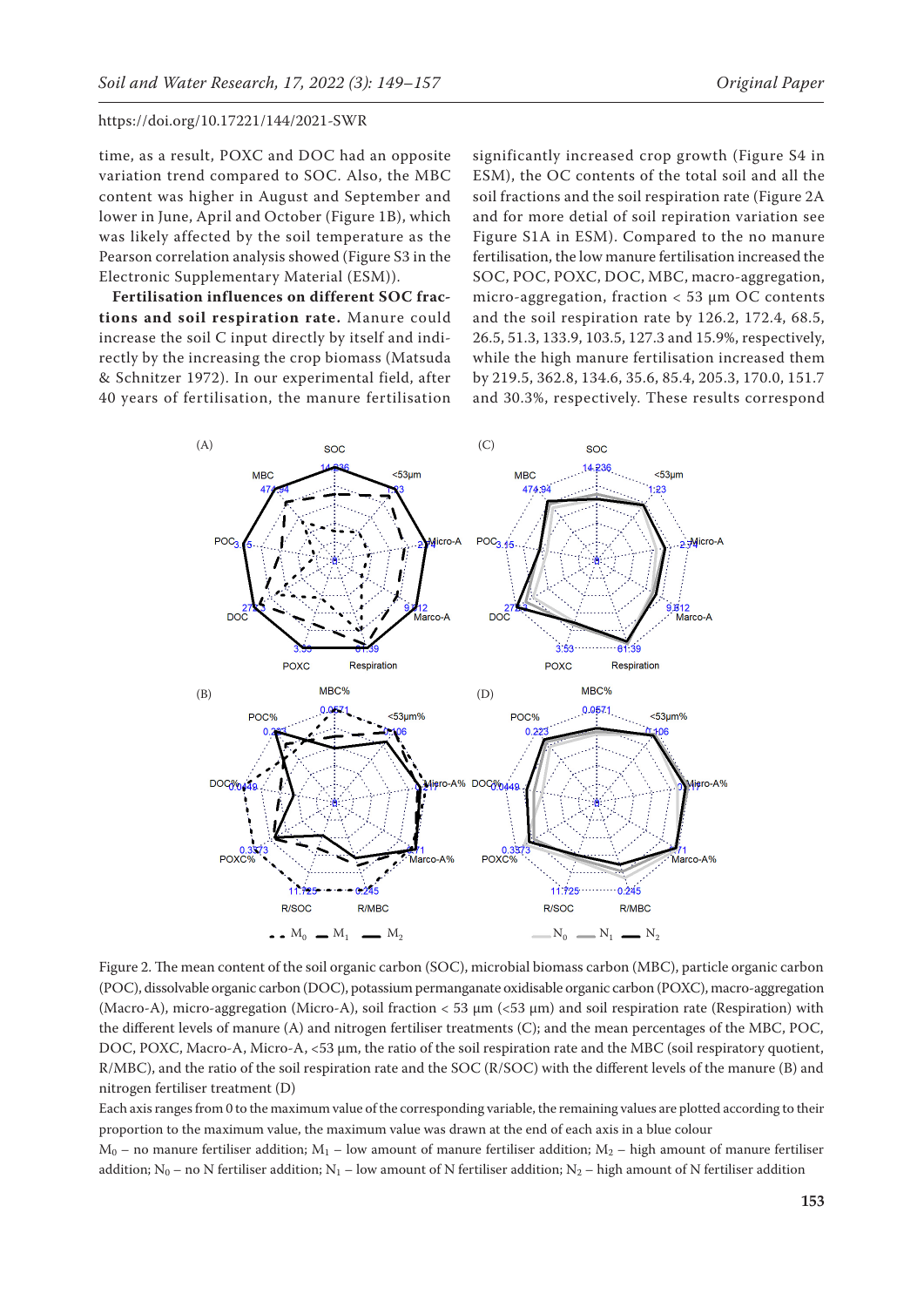time, as a result, POXC and DOC had an opposite variation trend compared to SOC. Also, the MBC content was higher in August and September and lower in June, April and October (Figure 1B), which was likely affected by the soil temperature as the Pearson correlation analysis showed (Figure S3 in the Electronic Supplementary Material (ESM)).

**Fertilisation influences on different SOC fractions and soil respiration rate.** Manure could increase the soil C input directly by itself and indirectly by the increasing the crop biomass (Matsuda & Schnitzer 1972). In our experimental field, after 40 years of fertilisation, the manure fertilisation significantly increased crop growth (Figure S4 in ESM), the OC contents of the total soil and all the soil fractions and the soil respiration rate (Figure 2A and for more detial of soil repiration variation see Figure S1A in ESM). Compared to the no manure fertilisation, the low manure fertilisation increased the SOC, POC, POXC, DOC, MBC, macro-aggregation, micro-aggregation, fraction < 53 µm OC contents and the soil respiration rate by 126.2, 172.4, 68.5, 26.5, 51.3, 133.9, 103.5, 127.3 and 15.9%, respectively, while the high manure fertilisation increased them by 219.5, 362.8, 134.6, 35.6, 85.4, 205.3, 170.0, 151.7 and 30.3%, respectively. These results correspond

Figure 2. The mean content of the soil organic carbon (SOC), microbial biomass carbon (MBC), particle organic carbon (POC), dissolvable organic carbon (DOC), potassium permanganate oxidisable organic carbon (POXC), macro-aggregation (Macro-A), micro-aggregation (Micro-A), soil fraction < 53 µm (<53 µm) and soil respiration rate (Respiration) with the different levels of manure (A) and nitrogen fertiliser treatments (C); and the mean percentages of the MBC, POC, DOC, POXC, Macro-A, Micro-A, <53 µm, the ratio of the soil respiration rate and the MBC (soil respiratory quotient, R/MBC), and the ratio of the soil respiration rate and the SOC (R/SOC) with the different levels of the manure (B) and nitrogen fertiliser treatment (D)

Each axis ranges from 0 to the maximum value of the corresponding variable, the remaining values are plotted according to their proportion to the maximum value, the maximum value was drawn at the end of each axis in a blue colour

$M_0$ – no manure fertiliser addition; $M_1$ – low amount of manure fertiliser addition; $M_2$ – high amount of manure fertiliser addition; $N_0$ – no N fertiliser addition; $N_1$ – low amount of N fertiliser addition; $N_2$ – high amount of N fertiliser addition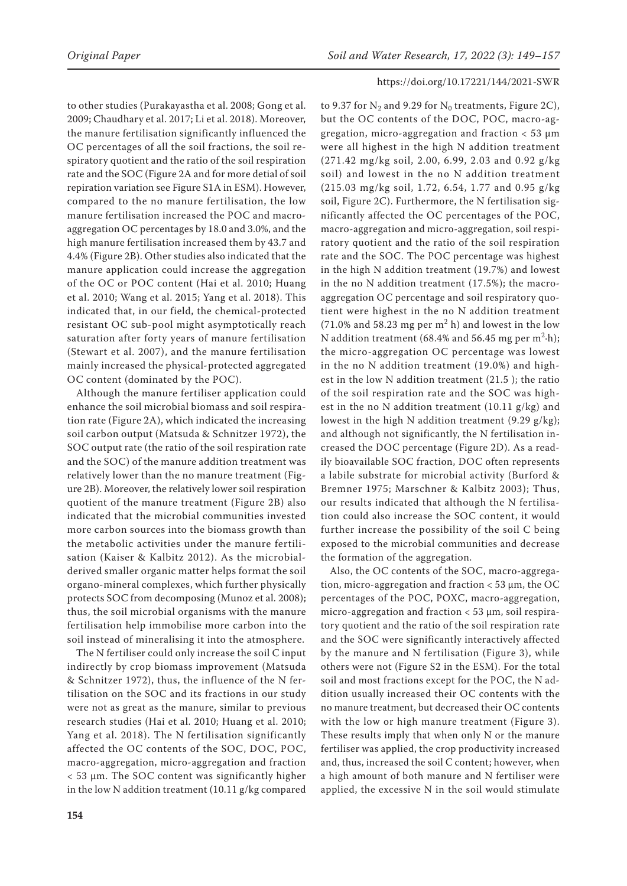to other studies (Purakayastha et al. 2008; Gong et al. 2009; Chaudhary et al. 2017; Li et al. 2018). Moreover, the manure fertilisation significantly influenced the OC percentages of all the soil fractions, the soil respiratory quotient and the ratio of the soil respiration rate and the SOC (Figure 2A and for more detial of soil repiration variation see Figure S1A in ESM). However, compared to the no manure fertilisation, the low manure fertilisation increased the POC and macro-aggregation OC percentages by 18.0 and 3.0%, and the high manure fertilisation increased them by 43.7 and 4.4% (Figure 2B). Other studies also indicated that the manure application could increase the aggregation of the OC or POC content (Hai et al. 2010; Huang et al. 2010; Wang et al. 2015; Yang et al. 2018). This indicated that, in our field, the chemical-protected resistant OC sub-pool might asymptotically reach saturation after forty years of manure fertilisation (Stewart et al. 2007), and the manure fertilisation mainly increased the physical-protected aggregated OC content (dominated by the POC).

Although the manure fertiliser application could enhance the soil microbial biomass and soil respiration rate (Figure 2A), which indicated the increasing soil carbon output (Matsuda & Schnitzer 1972), the SOC output rate (the ratio of the soil respiration rate and the SOC) of the manure addition treatment was relatively lower than the no manure treatment (Figure 2B). Moreover, the relatively lower soil respiration quotient of the manure treatment (Figure 2B) also indicated that the microbial communities invested more carbon sources into the biomass growth than the metabolic activities under the manure fertilisation (Kaiser & Kalbitz 2012). As the microbial-derived smaller organic matter helps format the soil organo-mineral complexes, which further physically protects SOC from decomposing (Munoz et al. 2008); thus, the soil microbial organisms with the manure fertilisation help immobilise more carbon into the soil instead of mineralising it into the atmosphere.

The N fertiliser could only increase the soil C input indirectly by crop biomass improvement (Matsuda & Schnitzer 1972), thus, the influence of the N fertilisation on the SOC and its fractions in our study were not as great as the manure, similar to previous research studies (Hai et al. 2010; Huang et al. 2010; Yang et al. 2018). The N fertilisation significantly affected the OC contents of the SOC, DOC, POC, macro-aggregation, micro-aggregation and fraction < 53 µm. The SOC content was significantly higher in the low N addition treatment (10.11 g/kg compared to 9.37 for $N_2$ and 9.29 for $N_0$ treatments, Figure 2C), but the OC contents of the DOC, POC, macro-aggregation, micro-aggregation and fraction < 53 µm were all highest in the high N addition treatment (271.42 mg/kg soil, 2.00, 6.99, 2.03 and 0.92 g/kg soil) and lowest in the no N addition treatment (215.03 mg/kg soil, 1.72, 6.54, 1.77 and 0.95 g/kg soil, Figure 2C). Furthermore, the N fertilisation significantly affected the OC percentages of the POC, macro-aggregation and micro-aggregation, soil respiratory quotient and the ratio of the soil respiration rate and the SOC. The POC percentage was highest in the high N addition treatment (19.7%) and lowest in the no N addition treatment (17.5%); the macro-aggregation OC percentage and soil respiratory quotient were highest in the no N addition treatment (71.0% and 58.23 mg per $m^2$ h) and lowest in the low N addition treatment (68.4% and 56.45 mg per $m^2 \cdot h$); the micro-aggregation OC percentage was lowest in the no N addition treatment (19.0%) and highest in the low N addition treatment (21.5 ); the ratio of the soil respiration rate and the SOC was highest in the no N addition treatment (10.11 g/kg) and lowest in the high N addition treatment (9.29 g/kg); and although not significantly, the N fertilisation increased the DOC percentage (Figure 2D). As a readily bioavailable SOC fraction, DOC often represents a labile substrate for microbial activity (Burford & Bremner 1975; Marschner & Kalbitz 2003); Thus, our results indicated that although the N fertilisation could also increase the SOC content, it would further increase the possibility of the soil C being exposed to the microbial communities and decrease the formation of the aggregation.

Also, the OC contents of the SOC, macro-aggregation, micro-aggregation and fraction < 53 µm, the OC percentages of the POC, POXC, macro-aggregation, micro-aggregation and fraction < 53 µm, soil respiratory quotient and the ratio of the soil respiration rate and the SOC were significantly interactively affected by the manure and N fertilisation (Figure 3), while others were not (Figure S2 in the ESM). For the total soil and most fractions except for the POC, the N addition usually increased their OC contents with the no manure treatment, but decreased their OC contents with the low or high manure treatment (Figure 3). These results imply that when only N or the manure fertiliser was applied, the crop productivity increased and, thus, increased the soil C content; however, when a high amount of both manure and N fertiliser were applied, the excessive N in the soil would stimulate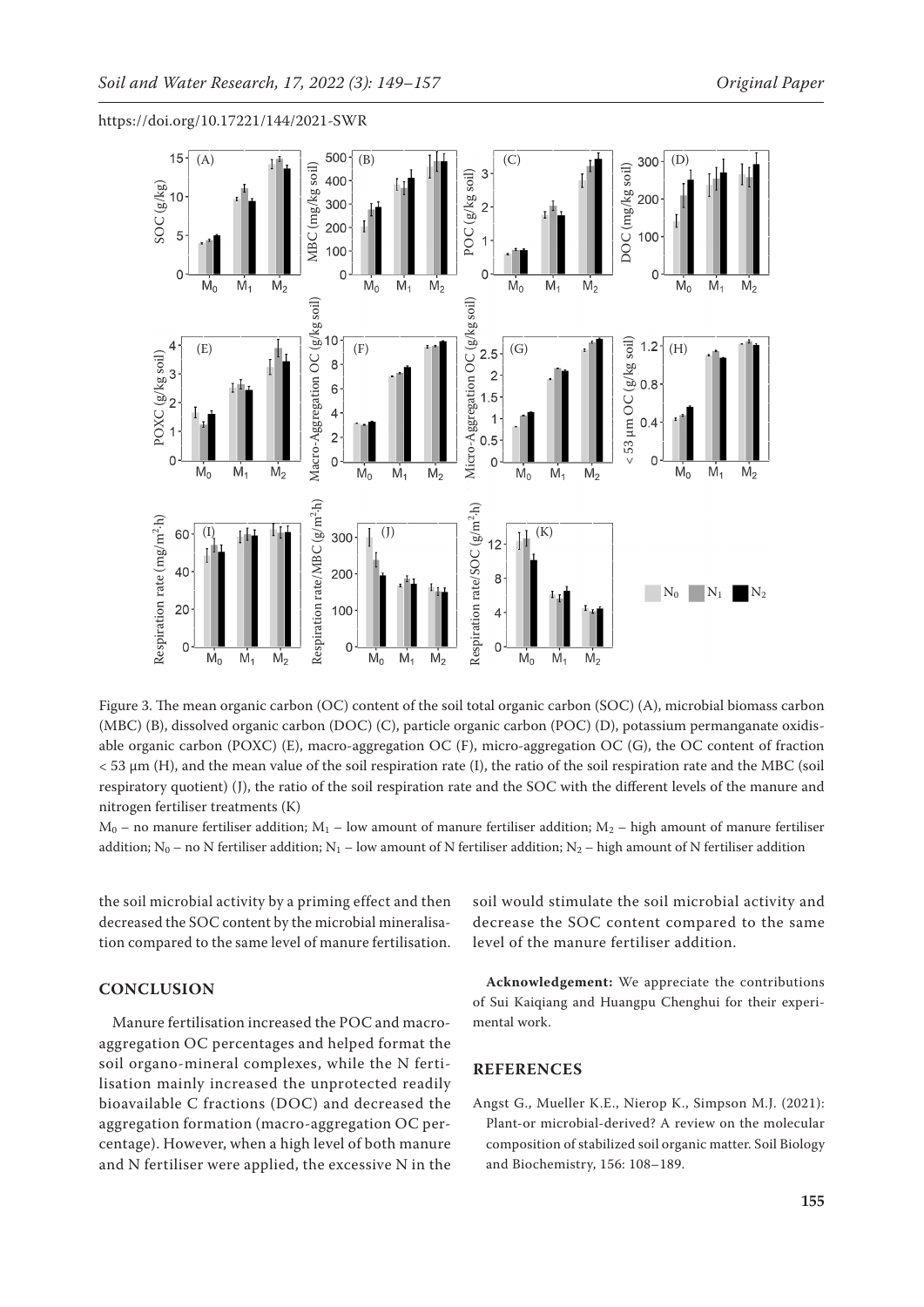Figure 3. The mean organic carbon (OC) content of the soil total organic carbon (SOC) (A), microbial biomass carbon (MBC) (B), dissolved organic carbon (DOC) (C), particle organic carbon (POC) (D), potassium permanganate oxidisable organic carbon (POXC) (E), macro-aggregation OC (F), micro-aggregation OC (G), the OC content of fraction < 53 µm (H), and the mean value of the soil respiration rate (I), the ratio of the soil respiration rate and the MBC (soil respiratory quotient) (J), the ratio of the soil respiration rate and the SOC with the different levels of the manure and nitrogen fertiliser treatments (K)

$M_0$ – no manure fertiliser addition; $M_1$ – low amount of manure fertiliser addition; $M_2$ – high amount of manure fertiliser addition; $N_0$ – no N fertiliser addition; $N_1$ – low amount of N fertiliser addition; $N_2$ – high amount of N fertiliser addition

the soil microbial activity by a priming effect and then decreased the SOC content by the microbial mineralisation compared to the same level of manure fertilisation.

## CONCLUSION

Manure fertilisation increased the POC and macro-aggregation OC percentages and helped format the soil organo-mineral complexes, while the N fertilisation mainly increased the unprotected readily bioavailable C fractions (DOC) and decreased the aggregation formation (macro-aggregation OC percentage). However, when a high level of both manure and N fertiliser were applied, the excessive N in the soil would stimulate the soil microbial activity and decrease the SOC content compared to the same level of the manure fertiliser addition.

**Acknowledgement:** We appreciate the contributions of Sui Kaiqiang and Huangpu Chenghui for their experimental work.

## REFERENCES

Angst G., Mueller K.E., Nierop K., Simpson M.J. (2021): Plant-or microbial-derived? A review on the molecular composition of stabilized soil organic matter. Soil Biology and Biochemistry, 156: 108–189.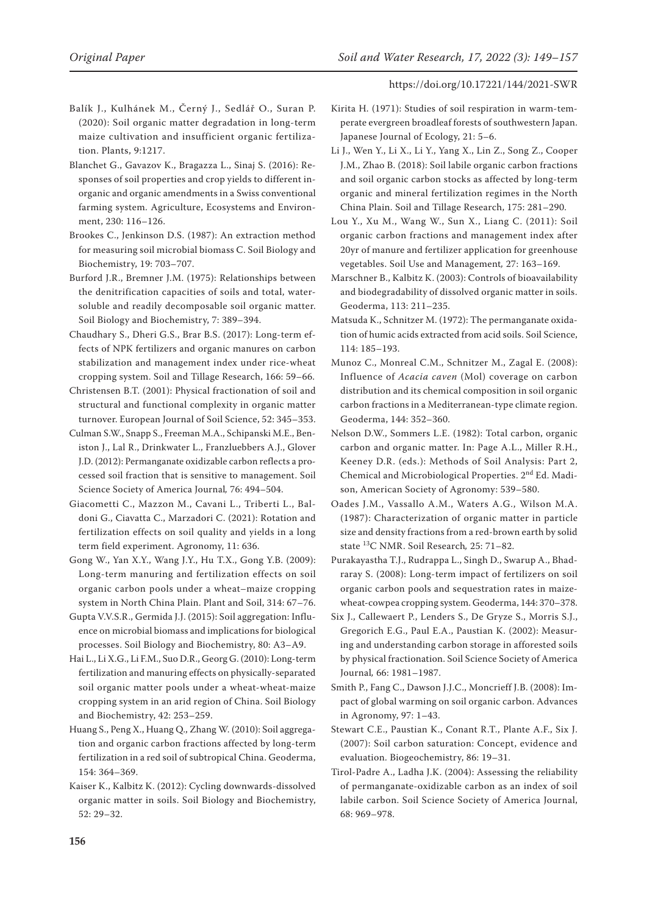Balík J., Kulhánek M., Černý J., Sedlář O., Suran P. (2020): Soil organic matter degradation in long-term maize cultivation and insufficient organic fertilization. Plants, 9:1217.

Blanchet G., Gavazov K., Bragazza L., Sinaj S. (2016): Responses of soil properties and crop yields to different inorganic and organic amendments in a Swiss conventional farming system. Agriculture, Ecosystems and Environment, 230: 116–126.

Brookes C., Jenkinson D.S. (1987): An extraction method for measuring soil microbial biomass C. Soil Biology and Biochemistry, 19: 703–707.

Burford J.R., Bremner J.M. (1975): Relationships between the denitrification capacities of soils and total, water-soluble and readily decomposable soil organic matter. Soil Biology and Biochemistry, 7: 389–394.

Chaudhary S., Dheri G.S., Brar B.S. (2017): Long-term effects of NPK fertilizers and organic manures on carbon stabilization and management index under rice-wheat cropping system. Soil and Tillage Research, 166: 59–66.

Christensen B.T. (2001): Physical fractionation of soil and structural and functional complexity in organic matter turnover. European Journal of Soil Science, 52: 345–353.

Culman S.W., Snapp S., Freeman M.A., Schipanski M.E., Beniston J., Lal R., Drinkwater L., Franzluebbers A.J., Glover J.D. (2012): Permanganate oxidizable carbon reflects a processed soil fraction that is sensitive to management. Soil Science Society of America Journal, 76: 494–504.

Giacometti C., Mazzon M., Cavani L., Triberti L., Baldoni G., Ciavatta C., Marzadori C. (2021): Rotation and fertilization effects on soil quality and yields in a long term field experiment. Agronomy, 11: 636.

Gong W., Yan X.Y., Wang J.Y., Hu T.X., Gong Y.B. (2009): Long-term manuring and fertilization effects on soil organic carbon pools under a wheat–maize cropping system in North China Plain. Plant and Soil, 314: 67–76.

Gupta V.V.S.R., Germida J.J. (2015): Soil aggregation: Influence on microbial biomass and implications for biological processes. Soil Biology and Biochemistry, 80: A3–A9.

Hai L., Li X.G., Li F.M., Suo D.R., Georg G. (2010): Long-term fertilization and manuring effects on physically-separated soil organic matter pools under a wheat-wheat-maize cropping system in an arid region of China. Soil Biology and Biochemistry, 42: 253–259.

Huang S., Peng X., Huang Q., Zhang W. (2010): Soil aggregation and organic carbon fractions affected by long-term fertilization in a red soil of subtropical China. Geoderma, 154: 364–369.

Kaiser K., Kalbitz K. (2012): Cycling downwards-dissolved organic matter in soils. Soil Biology and Biochemistry, 52: 29–32.

Kirita H. (1971): Studies of soil respiration in warm-temperate evergreen broadleaf forests of southwestern Japan. Japanese Journal of Ecology, 21: 5–6.

Li J., Wen Y., Li X., Li Y., Yang X., Lin Z., Song Z., Cooper J.M., Zhao B. (2018): Soil labile organic carbon fractions and soil organic carbon stocks as affected by long-term organic and mineral fertilization regimes in the North China Plain. Soil and Tillage Research, 175: 281–290.

Lou Y., Xu M., Wang W., Sun X., Liang C. (2011): Soil organic carbon fractions and management index after 20yr of manure and fertilizer application for greenhouse vegetables. Soil Use and Management, 27: 163–169.

Marschner B., Kalbitz K. (2003): Controls of bioavailability and biodegradability of dissolved organic matter in soils. Geoderma, 113: 211–235.

Matsuda K., Schnitzer M. (1972): The permanganate oxidation of humic acids extracted from acid soils. Soil Science, 114: 185–193.

Munoz C., Monreal C.M., Schnitzer M., Zagal E. (2008): Influence of *Acacia caven* (Mol) coverage on carbon distribution and its chemical composition in soil organic carbon fractions in a Mediterranean-type climate region. Geoderma, 144: 352–360.

Nelson D.W., Sommers L.E. (1982): Total carbon, organic carbon and organic matter. In: Page A.L., Miller R.H., Keeney D.R. (eds.): Methods of Soil Analysis: Part 2, Chemical and Microbiological Properties. 2nd Ed. Madison, American Society of Agronomy: 539–580.

Oades J.M., Vassallo A.M., Waters A.G., Wilson M.A. (1987): Characterization of organic matter in particle size and density fractions from a red-brown earth by solid state $^{13}C$ NMR. Soil Research, 25: 71–82.

Purakayastha T.J., Rudrappa L., Singh D., Swarup A., Bhadraray S. (2008): Long-term impact of fertilizers on soil organic carbon pools and sequestration rates in maize-wheat-cowpea cropping system. Geoderma, 144: 370–378.

Six J., Callewaert P., Lenders S., De Gryze S., Morris S.J., Gregorich E.G., Paul E.A., Paustian K. (2002): Measuring and understanding carbon storage in afforested soils by physical fractionation. Soil Science Society of America Journal, 66: 1981–1987.

Smith P., Fang C., Dawson J.J.C., Moncrieff J.B. (2008): Impact of global warming on soil organic carbon. Advances in Agronomy, 97: 1–43.

Stewart C.E., Paustian K., Conant R.T., Plante A.F., Six J. (2007): Soil carbon saturation: Concept, evidence and evaluation. Biogeochemistry, 86: 19–31.

Tirol-Padre A., Ladha J.K. (2004): Assessing the reliability of permanganate-oxidizable carbon as an index of soil labile carbon. Soil Science Society of America Journal, 68: 969–978.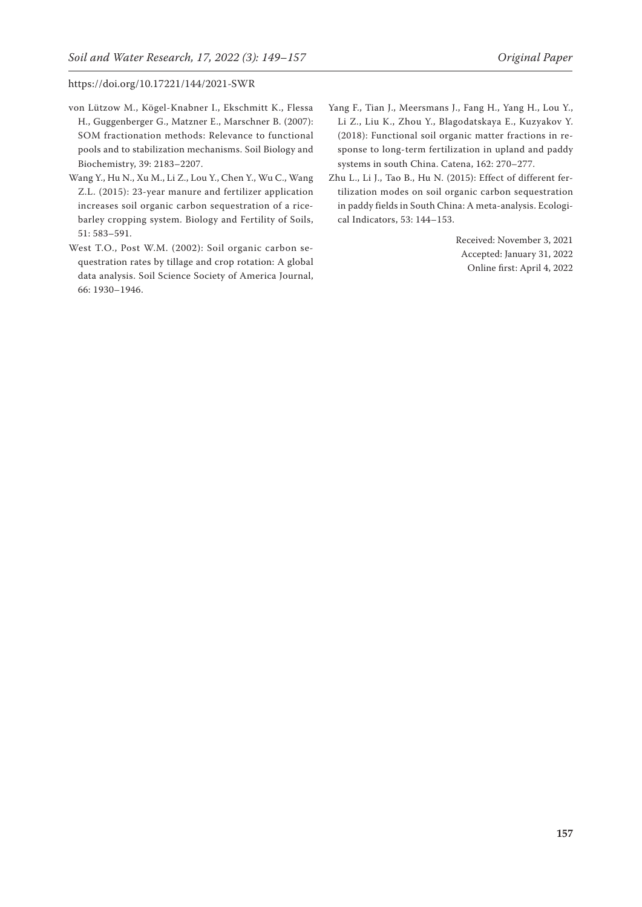von Lützow M., Kögel-Knabner I., Ekschmitt K., Flessa H., Guggenberger G., Matzner E., Marschner B. (2007): SOM fractionation methods: Relevance to functional pools and to stabilization mechanisms. Soil Biology and Biochemistry, 39: 2183–2207.

Wang Y., Hu N., Xu M., Li Z., Lou Y., Chen Y., Wu C., Wang Z.L. (2015): 23-year manure and fertilizer application increases soil organic carbon sequestration of a rice-barley cropping system. Biology and Fertility of Soils, 51: 583–591.

West T.O., Post W.M. (2002): Soil organic carbon sequestration rates by tillage and crop rotation: A global data analysis. Soil Science Society of America Journal, 66: 1930–1946.

Yang F., Tian J., Meersmans J., Fang H., Yang H., Lou Y., Li Z., Liu K., Zhou Y., Blagodatskaya E., Kuzyakov Y. (2018): Functional soil organic matter fractions in response to long-term fertilization in upland and paddy systems in south China. Catena, 162: 270–277.

Zhu L., Li J., Tao B., Hu N. (2015): Effect of different fertilization modes on soil organic carbon sequestration in paddy fields in South China: A meta-analysis. Ecological Indicators, 53: 144–153.

Received: November 3, 2021
Accepted: January 31, 2022
Online first: April 4, 2022